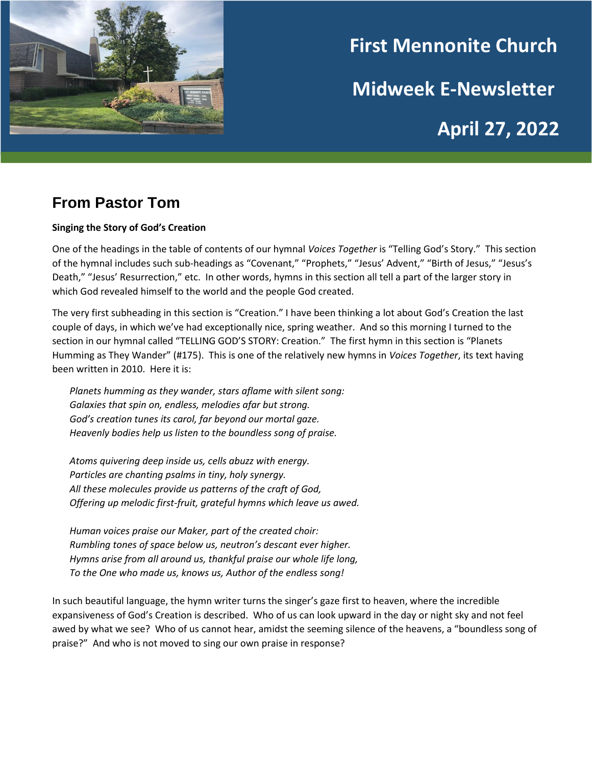# First Mennonite Church

# Midweek E-Newsletter

# April 27, 2022

## From Pastor Tom

**Singing the Story of God's Creation**

One of the headings in the table of contents of our hymnal *Voices Together* is "Telling God's Story." This section of the hymnal includes such sub-headings as "Covenant," "Prophets," "Jesus' Advent," "Birth of Jesus," "Jesus's Death," "Jesus' Resurrection," etc. In other words, hymns in this section all tell a part of the larger story in which God revealed himself to the world and the people God created.

The very first subheading in this section is "Creation." I have been thinking a lot about God's Creation the last couple of days, in which we've had exceptionally nice, spring weather. And so this morning I turned to the section in our hymnal called "TELLING GOD'S STORY: Creation." The first hymn in this section is "Planets Humming as They Wander" (#175). This is one of the relatively new hymns in *Voices Together*, its text having been written in 2010. Here it is:

*Planets humming as they wander, stars aflame with silent song:*
*Galaxies that spin on, endless, melodies afar but strong.*
*God's creation tunes its carol, far beyond our mortal gaze.*
*Heavenly bodies help us listen to the boundless song of praise.*

*Atoms quivering deep inside us, cells abuzz with energy.*
*Particles are chanting psalms in tiny, holy synergy.*
*All these molecules provide us patterns of the craft of God,*
*Offering up melodic first-fruit, grateful hymns which leave us awed.*

*Human voices praise our Maker, part of the created choir:*
*Rumbling tones of space below us, neutron's descant ever higher.*
*Hymns arise from all around us, thankful praise our whole life long,*
*To the One who made us, knows us, Author of the endless song!*

In such beautiful language, the hymn writer turns the singer's gaze first to heaven, where the incredible expansiveness of God's Creation is described. Who of us can look upward in the day or night sky and not feel awed by what we see? Who of us cannot hear, amidst the seeming silence of the heavens, a "boundless song of praise?" And who is not moved to sing our own praise in response?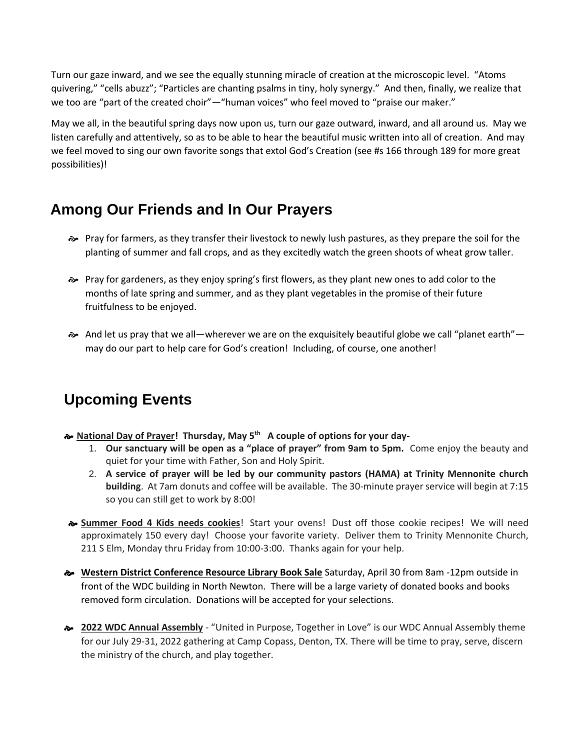Turn our gaze inward, and we see the equally stunning miracle of creation at the microscopic level. "Atoms quivering," "cells abuzz"; "Particles are chanting psalms in tiny, holy synergy." And then, finally, we realize that we too are "part of the created choir"—"human voices" who feel moved to "praise our maker."

May we all, in the beautiful spring days now upon us, turn our gaze outward, inward, and all around us. May we listen carefully and attentively, so as to be able to hear the beautiful music written into all of creation. And may we feel moved to sing our own favorite songs that extol God's Creation (see #s 166 through 189 for more great possibilities)!

## Among Our Friends and In Our Prayers

- Pray for farmers, as they transfer their livestock to newly lush pastures, as they prepare the soil for the planting of summer and fall crops, and as they excitedly watch the green shoots of wheat grow taller.

- Pray for gardeners, as they enjoy spring's first flowers, as they plant new ones to add color to the months of late spring and summer, and as they plant vegetables in the promise of their future fruitfulness to be enjoyed.

- And let us pray that we all—wherever we are on the exquisitely beautiful globe we call "planet earth"—may do our part to help care for God's creation! Including, of course, one another!

## Upcoming Events

- **National Day of Prayer! Thursday, May 5th A couple of options for your day-**
  1. **Our sanctuary will be open as a "place of prayer" from 9am to 5pm.** Come enjoy the beauty and quiet for your time with Father, Son and Holy Spirit.
  2. **A service of prayer will be led by our community pastors (HAMA) at Trinity Mennonite church building**. At 7am donuts and coffee will be available. The 30-minute prayer service will begin at 7:15 so you can still get to work by 8:00!

- **Summer Food 4 Kids needs cookies**! Start your ovens! Dust off those cookie recipes! We will need approximately 150 every day! Choose your favorite variety. Deliver them to Trinity Mennonite Church, 211 S Elm, Monday thru Friday from 10:00-3:00. Thanks again for your help.

- **Western District Conference Resource Library Book Sale** Saturday, April 30 from 8am -12pm outside in front of the WDC building in North Newton. There will be a large variety of donated books and books removed form circulation. Donations will be accepted for your selections.

- **2022 WDC Annual Assembly** - "United in Purpose, Together in Love" is our WDC Annual Assembly theme for our July 29-31, 2022 gathering at Camp Copass, Denton, TX. There will be time to pray, serve, discern the ministry of the church, and play together.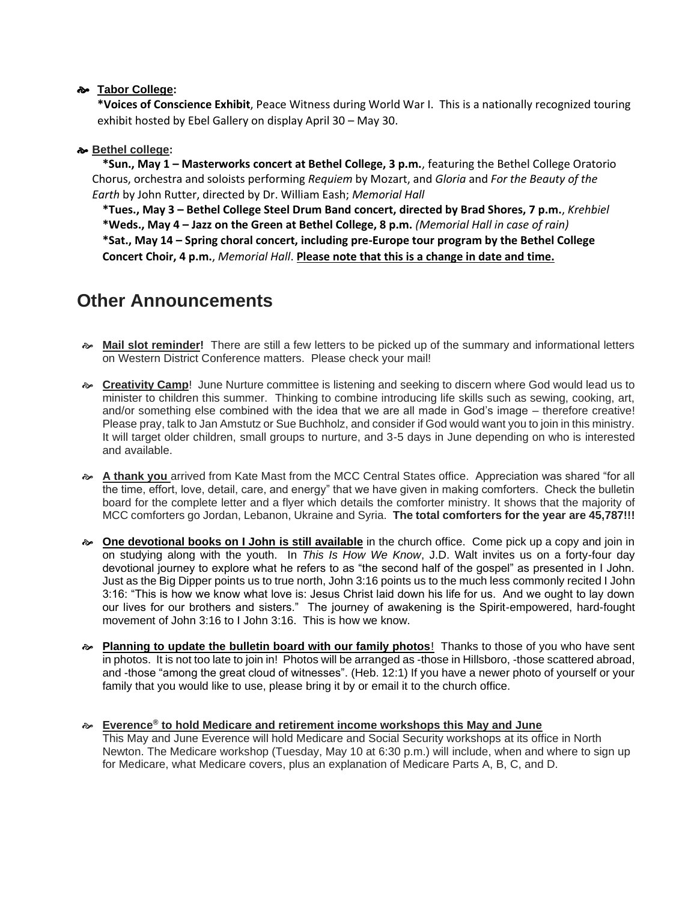- **Tabor College:**

  **\*Voices of Conscience Exhibit**, Peace Witness during World War I. This is a nationally recognized touring exhibit hosted by Ebel Gallery on display April 30 – May 30.

- **Bethel college:**

  **\*Sun., May 1 – Masterworks concert at Bethel College, 3 p.m.**, featuring the Bethel College Oratorio Chorus, orchestra and soloists performing *Requiem* by Mozart, and *Gloria* and *For the Beauty of the Earth* by John Rutter, directed by Dr. William Eash; *Memorial Hall*

  **\*Tues., May 3 – Bethel College Steel Drum Band concert, directed by Brad Shores, 7 p.m.**, *Krehbiel*

  **\*Weds., May 4 – Jazz on the Green at Bethel College, 8 p.m.** *(Memorial Hall in case of rain)*

  **\*Sat., May 14 – Spring choral concert, including pre-Europe tour program by the Bethel College Concert Choir, 4 p.m.**, *Memorial Hall*. **Please note that this is a change in date and time.**

# Other Announcements

- **Mail slot reminder!** There are still a few letters to be picked up of the summary and informational letters on Western District Conference matters. Please check your mail!

- **Creativity Camp**! June Nurture committee is listening and seeking to discern where God would lead us to minister to children this summer. Thinking to combine introducing life skills such as sewing, cooking, art, and/or something else combined with the idea that we are all made in God's image – therefore creative! Please pray, talk to Jan Amstutz or Sue Buchholz, and consider if God would want you to join in this ministry. It will target older children, small groups to nurture, and 3-5 days in June depending on who is interested and available.

- **A thank you** arrived from Kate Mast from the MCC Central States office. Appreciation was shared "for all the time, effort, love, detail, care, and energy" that we have given in making comforters. Check the bulletin board for the complete letter and a flyer which details the comforter ministry. It shows that the majority of MCC comforters go Jordan, Lebanon, Ukraine and Syria. **The total comforters for the year are 45,787!!!**

- **One devotional books on I John is still available** in the church office. Come pick up a copy and join in on studying along with the youth. In *This Is How We Know*, J.D. Walt invites us on a forty-four day devotional journey to explore what he refers to as "the second half of the gospel" as presented in I John. Just as the Big Dipper points us to true north, John 3:16 points us to the much less commonly recited I John 3:16: "This is how we know what love is: Jesus Christ laid down his life for us. And we ought to lay down our lives for our brothers and sisters." The journey of awakening is the Spirit-empowered, hard-fought movement of John 3:16 to I John 3:16. This is how we know.

- **Planning to update the bulletin board with our family photos**! Thanks to those of you who have sent in photos. It is not too late to join in! Photos will be arranged as -those in Hillsboro, -those scattered abroad, and -those "among the great cloud of witnesses". (Heb. 12:1) If you have a newer photo of yourself or your family that you would like to use, please bring it by or email it to the church office.

- **Everence® to hold Medicare and retirement income workshops this May and June**

  This May and June Everence will hold Medicare and Social Security workshops at its office in North Newton. The Medicare workshop (Tuesday, May 10 at 6:30 p.m.) will include, when and where to sign up for Medicare, what Medicare covers, plus an explanation of Medicare Parts A, B, C, and D.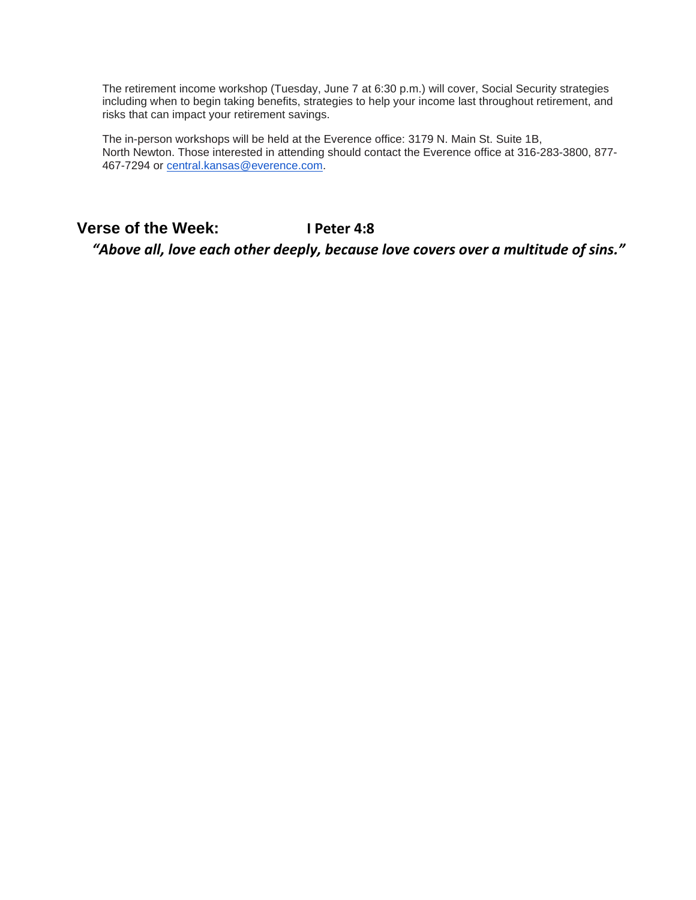The retirement income workshop (Tuesday, June 7 at 6:30 p.m.) will cover, Social Security strategies including when to begin taking benefits, strategies to help your income last throughout retirement, and risks that can impact your retirement savings.

The in-person workshops will be held at the Everence office: 3179 N. Main St. Suite 1B, North Newton. Those interested in attending should contact the Everence office at 316-283-3800, 877-467-7294 or central.kansas@everence.com.

## Verse of the Week: **I Peter 4:8**

***"Above all, love each other deeply, because love covers over a multitude of sins."***